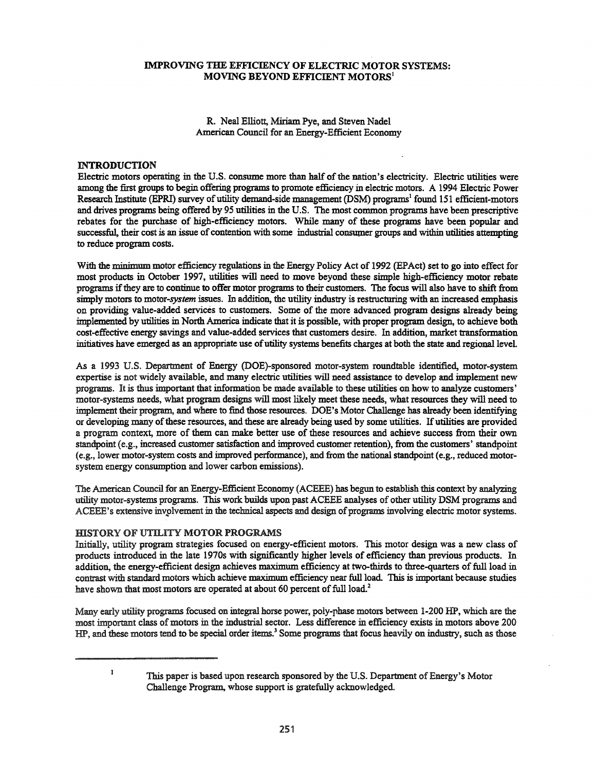# IMPROVING THE EFFICIENCY OF ELECTRIC MOTOR SYSTEMS: MOVING BEYOND EFFICIENT MOTORS[1]

R. Neal Elliott, Miriam Pye, and Steven Nadel
American Council for an Energy-Efficient Economy

## INTRODUCTION

Electric motors operating in the U.S. consume more than half of the nation's electricity. Electric utilities were among the first groups to begin offering programs to promote efficiency in electric motors. A 1994 Electric Power Research Institute (EPRI) survey of utility demand-side management (DSM) programs[1] found 151 efficient-motors and drives programs being offered by 95 utilities in the U.S. The most common programs have been prescriptive rebates for the purchase of high-efficiency motors. While many of these programs have been popular and successful, their cost is an issue of contention with some industrial consumer groups and within utilities attempting to reduce program costs.

With the minimum motor efficiency regulations in the Energy Policy Act of 1992 (EPAct) set to go into effect for most products in October 1997, utilities will need to move beyond these simple high-efficiency motor rebate programs if they are to continue to offer motor programs to their customers. The focus will also have to shift from simply motors to motor-*system* issues. In addition, the utility industry is restructuring with an increased emphasis on providing value-added services to customers. Some of the more advanced program designs already being implemented by utilities in North America indicate that it is possible, with proper program design, to achieve both cost-effective energy savings and value-added services that customers desire. In addition, market transformation initiatives have emerged as an appropriate use of utility systems benefits charges at both the state and regional level.

As a 1993 U.S. Department of Energy (DOE)-sponsored motor-system roundtable identified, motor-system expertise is not widely available, and many electric utilities will need assistance to develop and implement new programs. It is thus important that information be made available to these utilities on how to analyze customers' motor-systems needs, what program designs will most likely meet these needs, what resources they will need to implement their program, and where to find those resources. DOE's Motor Challenge has already been identifying or developing many of these resources, and these are already being used by some utilities. If utilities are provided a program context, more of them can make better use of these resources and achieve success from their own standpoint (e.g., increased customer satisfaction and improved customer retention), from the customers' standpoint (e.g., lower motor-system costs and improved performance), and from the national standpoint (e.g., reduced motor-system energy consumption and lower carbon emissions).

The American Council for an Energy-Efficient Economy (ACEEE) has begun to establish this context by analyzing utility motor-systems programs. This work builds upon past ACEEE analyses of other utility DSM programs and ACEEE's extensive involvement in the technical aspects and design of programs involving electric motor systems.

## HISTORY OF UTILITY MOTOR PROGRAMS

Initially, utility program strategies focused on energy-efficient motors. This motor design was a new class of products introduced in the late 1970s with significantly higher levels of efficiency than previous products. In addition, the energy-efficient design achieves maximum efficiency at two-thirds to three-quarters of full load in contrast with standard motors which achieve maximum efficiency near full load. This is important because studies have shown that most motors are operated at about 60 percent of full load.[2]

Many early utility programs focused on integral horse power, poly-phase motors between 1-200 HP, which are the most important class of motors in the industrial sector. Less difference in efficiency exists in motors above 200 HP, and these motors tend to be special order items.[3] Some programs that focus heavily on industry, such as those

---

[1] This paper is based upon research sponsored by the U.S. Department of Energy's Motor Challenge Program, whose support is gratefully acknowledged.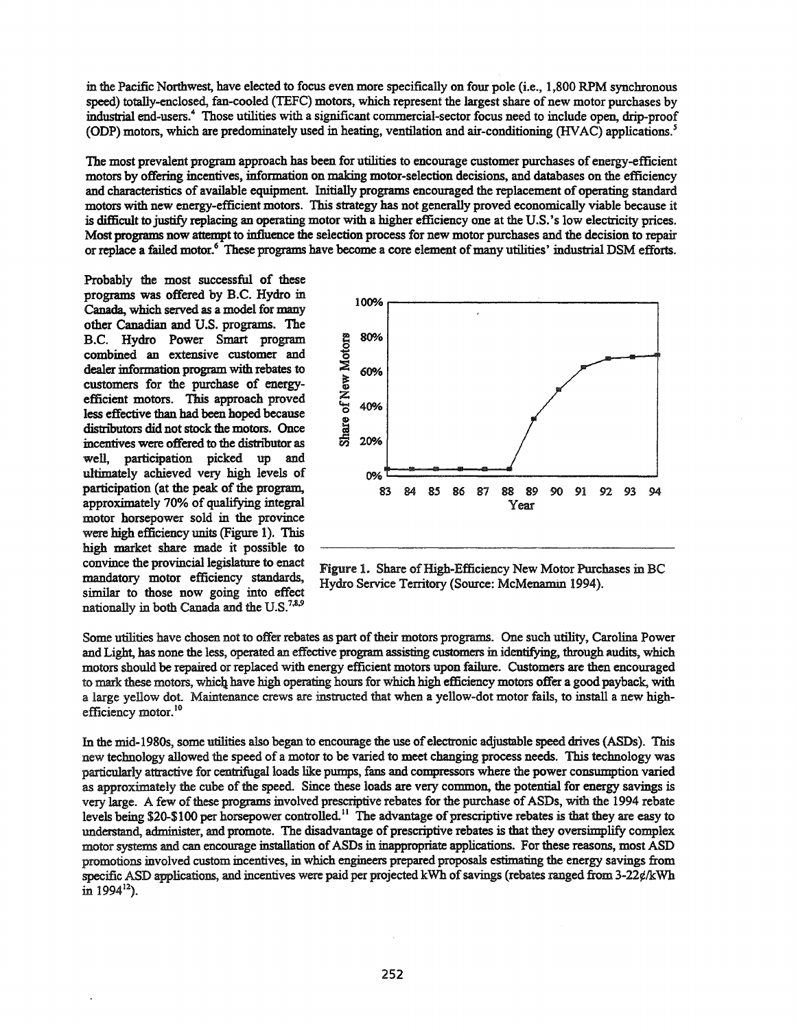in the Pacific Northwest, have elected to focus even more specifically on four pole (i.e., 1,800 RPM synchronous speed) totally-enclosed, fan-cooled (TEFC) motors, which represent the largest share of new motor purchases by industrial end-users.[4] Those utilities with a significant commercial-sector focus need to include open, drip-proof (ODP) motors, which are predominately used in heating, ventilation and air-conditioning (HVAC) applications.[5]

The most prevalent program approach has been for utilities to encourage customer purchases of energy-efficient motors by offering incentives, information on making motor-selection decisions, and databases on the efficiency and characteristics of available equipment. Initially programs encouraged the replacement of operating standard motors with new energy-efficient motors. This strategy has not generally proved economically viable because it is difficult to justify replacing an operating motor with a higher efficiency one at the U.S.'s low electricity prices. Most programs now attempt to influence the selection process for new motor purchases and the decision to repair or replace a failed motor.[6] These programs have become a core element of many utilities' industrial DSM efforts.

Probably the most successful of these programs was offered by B.C. Hydro in Canada, which served as a model for many other Canadian and U.S. programs. The B.C. Hydro Power Smart program combined an extensive customer and dealer information program with rebates to customers for the purchase of energy-efficient motors. This approach proved less effective than had been hoped because distributors did not stock the motors. Once incentives were offered to the distributor as well, participation picked up and ultimately achieved very high levels of participation (at the peak of the program, approximately 70% of qualifying integral motor horsepower sold in the province were high efficiency units (Figure 1). This high market share made it possible to convince the provincial legislature to enact mandatory motor efficiency standards, similar to those now going into effect nationally in both Canada and the U.S.[7,8,9]

Figure 1. Share of High-Efficiency New Motor Purchases in BC Hydro Service Territory (Source: McMenamin 1994).

Some utilities have chosen not to offer rebates as part of their motors programs. One such utility, Carolina Power and Light, has none the less, operated an effective program assisting customers in identifying, through audits, which motors should be repaired or replaced with energy efficient motors upon failure. Customers are then encouraged to mark these motors, which have high operating hours for which high efficiency motors offer a good payback, with a large yellow dot. Maintenance crews are instructed that when a yellow-dot motor fails, to install a new high-efficiency motor.[10]

In the mid-1980s, some utilities also began to encourage the use of electronic adjustable speed drives (ASDs). This new technology allowed the speed of a motor to be varied to meet changing process needs. This technology was particularly attractive for centrifugal loads like pumps, fans and compressors where the power consumption varied as approximately the cube of the speed. Since these loads are very common, the potential for energy savings is very large. A few of these programs involved prescriptive rebates for the purchase of ASDs, with the 1994 rebate levels being \$20-\$100 per horsepower controlled.[11] The advantage of prescriptive rebates is that they are easy to understand, administer, and promote. The disadvantage of prescriptive rebates is that they oversimplify complex motor systems and can encourage installation of ASDs in inappropriate applications. For these reasons, most ASD promotions involved custom incentives, in which engineers prepared proposals estimating the energy savings from specific ASD applications, and incentives were paid per projected kWh of savings (rebates ranged from 3-22¢/kWh in 1994[12]).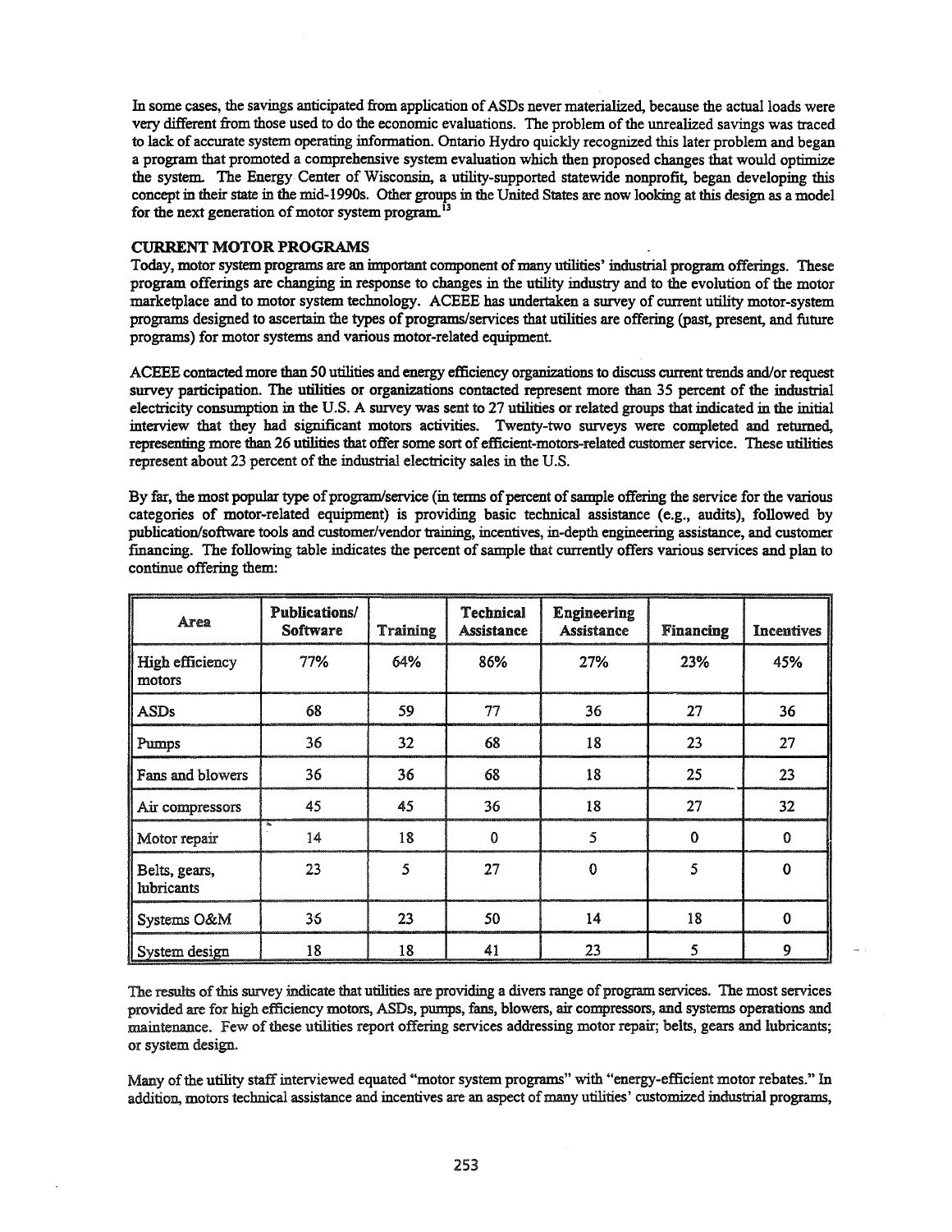In some cases, the savings anticipated from application of ASDs never materialized, because the actual loads were very different from those used to do the economic evaluations. The problem of the unrealized savings was traced to lack of accurate system operating information. Ontario Hydro quickly recognized this later problem and began a program that promoted a comprehensive system evaluation which then proposed changes that would optimize the system. The Energy Center of Wisconsin, a utility-supported statewide nonprofit, began developing this concept in their state in the mid-1990s. Other groups in the United States are now looking at this design as a model for the next generation of motor system program.[13]

## CURRENT MOTOR PROGRAMS

Today, motor system programs are an important component of many utilities' industrial program offerings. These program offerings are changing in response to changes in the utility industry and to the evolution of the motor marketplace and to motor system technology. ACEEE has undertaken a survey of current utility motor-system programs designed to ascertain the types of programs/services that utilities are offering (past, present, and future programs) for motor systems and various motor-related equipment.

ACEEE contacted more than 50 utilities and energy efficiency organizations to discuss current trends and/or request survey participation. The utilities or organizations contacted represent more than 35 percent of the industrial electricity consumption in the U.S. A survey was sent to 27 utilities or related groups that indicated in the initial interview that they had significant motors activities. Twenty-two surveys were completed and returned, representing more than 26 utilities that offer some sort of efficient-motors-related customer service. These utilities represent about 23 percent of the industrial electricity sales in the U.S.

By far, the most popular type of program/service (in terms of percent of sample offering the service for the various categories of motor-related equipment) is providing basic technical assistance (e.g., audits), followed by publication/software tools and customer/vendor training, incentives, in-depth engineering assistance, and customer financing. The following table indicates the percent of sample that currently offers various services and plan to continue offering them:

| Area | Publications/ Software | Training | Technical Assistance | Engineering Assistance | Financing | Incentives |
|---|---|---|---|---|---|---|
| High efficiency motors | 77% | 64% | 86% | 27% | 23% | 45% |
| ASDs | 68 | 59 | 77 | 36 | 27 | 36 |
| Pumps | 36 | 32 | 68 | 18 | 23 | 27 |
| Fans and blowers | 36 | 36 | 68 | 18 | 25 | 23 |
| Air compressors | 45 | 45 | 36 | 18 | 27 | 32 |
| Motor repair | 14 | 18 | 0 | 5 | 0 | 0 |
| Belts, gears, lubricants | 23 | 5 | 27 | 0 | 5 | 0 |
| Systems O&M | 36 | 23 | 50 | 14 | 18 | 0 |
| System design | 18 | 18 | 41 | 23 | 5 | 9 |

The results of this survey indicate that utilities are providing a divers range of program services. The most services provided are for high efficiency motors, ASDs, pumps, fans, blowers, air compressors, and systems operations and maintenance. Few of these utilities report offering services addressing motor repair; belts, gears and lubricants; or system design.

Many of the utility staff interviewed equated "motor system programs" with "energy-efficient motor rebates." In addition, motors technical assistance and incentives are an aspect of many utilities' customized industrial programs,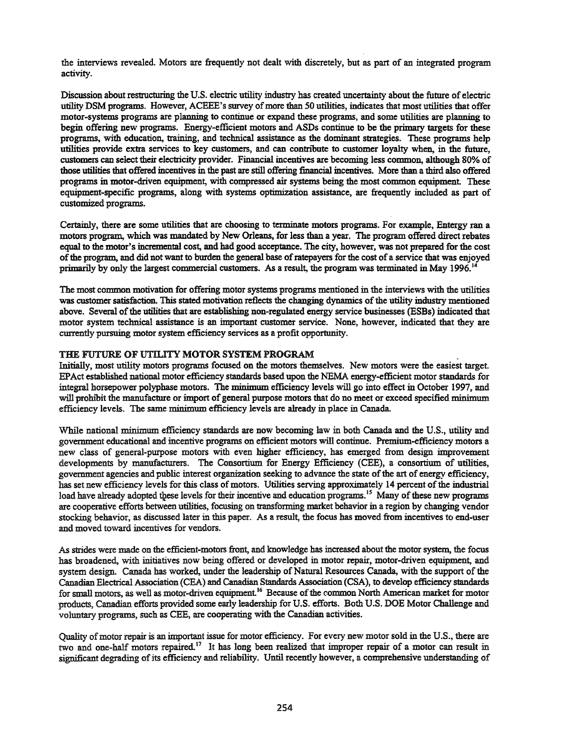the interviews revealed. Motors are frequently not dealt with discretely, but as part of an integrated program activity.

Discussion about restructuring the U.S. electric utility industry has created uncertainty about the future of electric utility DSM programs. However, ACEEE's survey of more than 50 utilities, indicates that most utilities that offer motor-systems programs are planning to continue or expand these programs, and some utilities are planning to begin offering new programs. Energy-efficient motors and ASDs continue to be the primary targets for these programs, with education, training, and technical assistance as the dominant strategies. These programs help utilities provide extra services to key customers, and can contribute to customer loyalty when, in the future, customers can select their electricity provider. Financial incentives are becoming less common, although 80% of those utilities that offered incentives in the past are still offering financial incentives. More than a third also offered programs in motor-driven equipment, with compressed air systems being the most common equipment. These equipment-specific programs, along with systems optimization assistance, are frequently included as part of customized programs.

Certainly, there are some utilities that are choosing to terminate motors programs. For example, Entergy ran a motors program, which was mandated by New Orleans, for less than a year. The program offered direct rebates equal to the motor's incremental cost, and had good acceptance. The city, however, was not prepared for the cost of the program, and did not want to burden the general base of ratepayers for the cost of a service that was enjoyed primarily by only the largest commercial customers. As a result, the program was terminated in May 1996.[14]

The most common motivation for offering motor systems programs mentioned in the interviews with the utilities was customer satisfaction. This stated motivation reflects the changing dynamics of the utility industry mentioned above. Several of the utilities that are establishing non-regulated energy service businesses (ESBs) indicated that motor system technical assistance is an important customer service. None, however, indicated that they are currently pursuing motor system efficiency services as a profit opportunity.

### THE FUTURE OF UTILITY MOTOR SYSTEM PROGRAM

Initially, most utility motors programs focused on the motors themselves. New motors were the easiest target. EPAct established national motor efficiency standards based upon the NEMA energy-efficient motor standards for integral horsepower polyphase motors. The minimum efficiency levels will go into effect in October 1997, and will prohibit the manufacture or import of general purpose motors that do no meet or exceed specified minimum efficiency levels. The same minimum efficiency levels are already in place in Canada.

While national minimum efficiency standards are now becoming law in both Canada and the U.S., utility and government educational and incentive programs on efficient motors will continue. Premium-efficiency motors a new class of general-purpose motors with even higher efficiency, has emerged from design improvement developments by manufacturers. The Consortium for Energy Efficiency (CEE), a consortium of utilities, government agencies and public interest organization seeking to advance the state of the art of energy efficiency, has set new efficiency levels for this class of motors. Utilities serving approximately 14 percent of the industrial load have already adopted these levels for their incentive and education programs.[15] Many of these new programs are cooperative efforts between utilities, focusing on transforming market behavior in a region by changing vendor stocking behavior, as discussed later in this paper. As a result, the focus has moved from incentives to end-user and moved toward incentives for vendors.

As strides were made on the efficient-motors front, and knowledge has increased about the motor system, the focus has broadened, with initiatives now being offered or developed in motor repair, motor-driven equipment, and system design. Canada has worked, under the leadership of Natural Resources Canada, with the support of the Canadian Electrical Association (CEA) and Canadian Standards Association (CSA), to develop efficiency standards for small motors, as well as motor-driven equipment.[16] Because of the common North American market for motor products, Canadian efforts provided some early leadership for U.S. efforts. Both U.S. DOE Motor Challenge and voluntary programs, such as CEE, are cooperating with the Canadian activities.

Quality of motor repair is an important issue for motor efficiency. For every new motor sold in the U.S., there are two and one-half motors repaired.[17] It has long been realized that improper repair of a motor can result in significant degrading of its efficiency and reliability. Until recently however, a comprehensive understanding of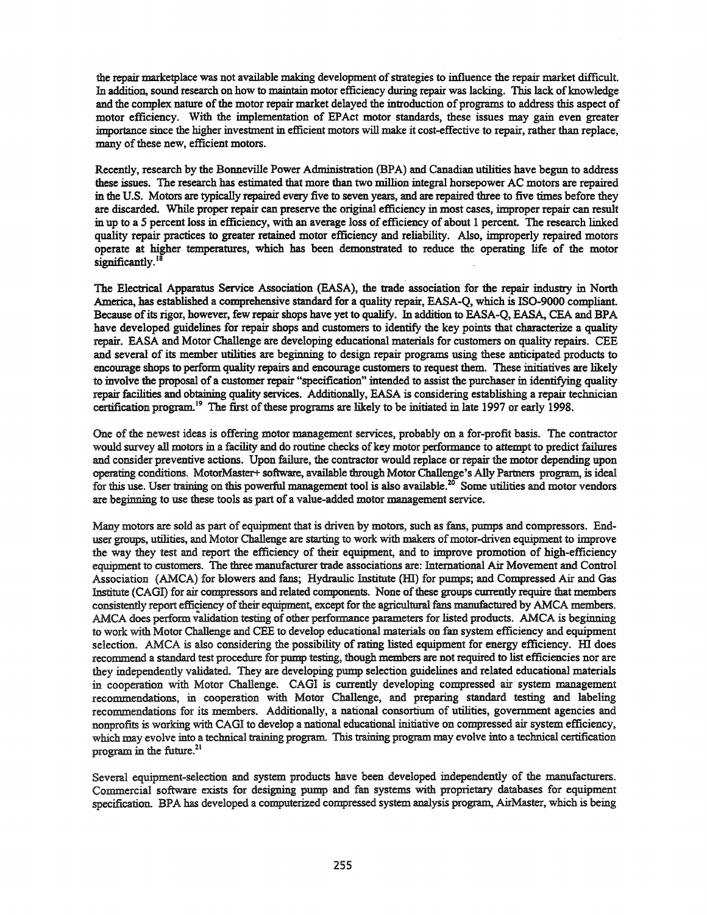the repair marketplace was not available making development of strategies to influence the repair market difficult. In addition, sound research on how to maintain motor efficiency during repair was lacking. This lack of knowledge and the complex nature of the motor repair market delayed the introduction of programs to address this aspect of motor efficiency. With the implementation of EPAct motor standards, these issues may gain even greater importance since the higher investment in efficient motors will make it cost-effective to repair, rather than replace, many of these new, efficient motors.

Recently, research by the Bonneville Power Administration (BPA) and Canadian utilities have begun to address these issues. The research has estimated that more than two million integral horsepower AC motors are repaired in the U.S. Motors are typically repaired every five to seven years, and are repaired three to five times before they are discarded. While proper repair can preserve the original efficiency in most cases, improper repair can result in up to a 5 percent loss in efficiency, with an average loss of efficiency of about 1 percent. The research linked quality repair practices to greater retained motor efficiency and reliability. Also, improperly repaired motors operate at higher temperatures, which has been demonstrated to reduce the operating life of the motor significantly.[18]

The Electrical Apparatus Service Association (EASA), the trade association for the repair industry in North America, has established a comprehensive standard for a quality repair, EASA-Q, which is ISO-9000 compliant. Because of its rigor, however, few repair shops have yet to qualify. In addition to EASA-Q, EASA, CEA and BPA have developed guidelines for repair shops and customers to identify the key points that characterize a quality repair. EASA and Motor Challenge are developing educational materials for customers on quality repairs. CEE and several of its member utilities are beginning to design repair programs using these anticipated products to encourage shops to perform quality repairs and encourage customers to request them. These initiatives are likely to involve the proposal of a customer repair "specification" intended to assist the purchaser in identifying quality repair facilities and obtaining quality services. Additionally, EASA is considering establishing a repair technician certification program.[19] The first of these programs are likely to be initiated in late 1997 or early 1998.

One of the newest ideas is offering motor management services, probably on a for-profit basis. The contractor would survey all motors in a facility and do routine checks of key motor performance to attempt to predict failures and consider preventive actions. Upon failure, the contractor would replace or repair the motor depending upon operating conditions. MotorMaster+ software, available through Motor Challenge's Ally Partners program, is ideal for this use. User training on this powerful management tool is also available.[20] Some utilities and motor vendors are beginning to use these tools as part of a value-added motor management service.

Many motors are sold as part of equipment that is driven by motors, such as fans, pumps and compressors. End-user groups, utilities, and Motor Challenge are starting to work with makers of motor-driven equipment to improve the way they test and report the efficiency of their equipment, and to improve promotion of high-efficiency equipment to customers. The three manufacturer trade associations are: International Air Movement and Control Association (AMCA) for blowers and fans; Hydraulic Institute (HI) for pumps; and Compressed Air and Gas Institute (CAGI) for air compressors and related components. None of these groups currently require that members consistently report efficiency of their equipment, except for the agricultural fans manufactured by AMCA members. AMCA does perform validation testing of other performance parameters for listed products. AMCA is beginning to work with Motor Challenge and CEE to develop educational materials on fan system efficiency and equipment selection. AMCA is also considering the possibility of rating listed equipment for energy efficiency. HI does recommend a standard test procedure for pump testing, though members are not required to list efficiencies nor are they independently validated. They are developing pump selection guidelines and related educational materials in cooperation with Motor Challenge. CAGI is currently developing compressed air system management recommendations, in cooperation with Motor Challenge, and preparing standard testing and labeling recommendations for its members. Additionally, a national consortium of utilities, government agencies and nonprofits is working with CAGI to develop a national educational initiative on compressed air system efficiency, which may evolve into a technical training program. This training program may evolve into a technical certification program in the future.[21]

Several equipment-selection and system products have been developed independently of the manufacturers. Commercial software exists for designing pump and fan systems with proprietary databases for equipment specification. BPA has developed a computerized compressed system analysis program, AirMaster, which is being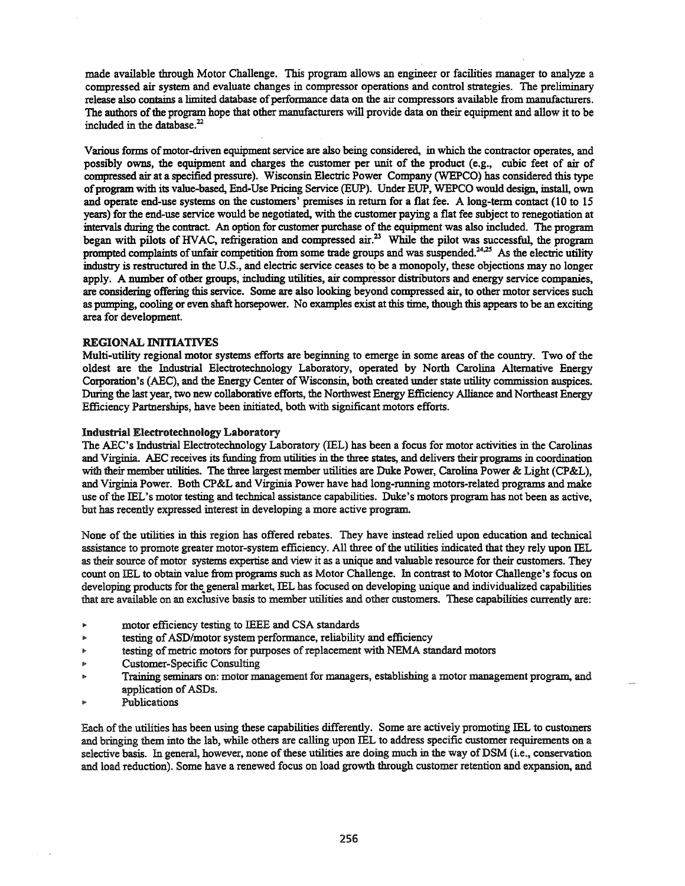made available through Motor Challenge. This program allows an engineer or facilities manager to analyze a compressed air system and evaluate changes in compressor operations and control strategies. The preliminary release also contains a limited database of performance data on the air compressors available from manufacturers. The authors of the program hope that other manufacturers will provide data on their equipment and allow it to be included in the database.[22]

Various forms of motor-driven equipment service are also being considered, in which the contractor operates, and possibly owns, the equipment and charges the customer per unit of the product (e.g., cubic feet of air of compressed air at a specified pressure). Wisconsin Electric Power Company (WEPCO) has considered this type of program with its value-based, End-Use Pricing Service (EUP). Under EUP, WEPCO would design, install, own and operate end-use systems on the customers' premises in return for a flat fee. A long-term contact (10 to 15 years) for the end-use service would be negotiated, with the customer paying a flat fee subject to renegotiation at intervals during the contract. An option for customer purchase of the equipment was also included. The program began with pilots of HVAC, refrigeration and compressed air.[23] While the pilot was successful, the program prompted complaints of unfair competition from some trade groups and was suspended.[24,25] As the electric utility industry is restructured in the U.S., and electric service ceases to be a monopoly, these objections may no longer apply. A number of other groups, including utilities, air compressor distributors and energy service companies, are considering offering this service. Some are also looking beyond compressed air, to other motor services such as pumping, cooling or even shaft horsepower. No examples exist at this time, though this appears to be an exciting area for development.

## REGIONAL INITIATIVES

Multi-utility regional motor systems efforts are beginning to emerge in some areas of the country. Two of the oldest are the Industrial Electrotechnology Laboratory, operated by North Carolina Alternative Energy Corporation's (AEC), and the Energy Center of Wisconsin, both created under state utility commission auspices. During the last year, two new collaborative efforts, the Northwest Energy Efficiency Alliance and Northeast Energy Efficiency Partnerships, have been initiated, both with significant motors efforts.

### Industrial Electrotechnology Laboratory

The AEC's Industrial Electrotechnology Laboratory (IEL) has been a focus for motor activities in the Carolinas and Virginia. AEC receives its funding from utilities in the three states, and delivers their programs in coordination with their member utilities. The three largest member utilities are Duke Power, Carolina Power & Light (CP&L), and Virginia Power. Both CP&L and Virginia Power have had long-running motors-related programs and make use of the IEL's motor testing and technical assistance capabilities. Duke's motors program has not been as active, but has recently expressed interest in developing a more active program.

None of the utilities in this region has offered rebates. They have instead relied upon education and technical assistance to promote greater motor-system efficiency. All three of the utilities indicated that they rely upon IEL as their source of motor systems expertise and view it as a unique and valuable resource for their customers. They count on IEL to obtain value from programs such as Motor Challenge. In contrast to Motor Challenge's focus on developing products for the general market, IEL has focused on developing unique and individualized capabilities that are available on an exclusive basis to member utilities and other customers. These capabilities currently are:

- motor efficiency testing to IEEE and CSA standards
- testing of ASD/motor system performance, reliability and efficiency
- testing of metric motors for purposes of replacement with NEMA standard motors
- Customer-Specific Consulting
- Training seminars on: motor management for managers, establishing a motor management program, and application of ASDs.
- Publications

Each of the utilities has been using these capabilities differently. Some are actively promoting IEL to customers and bringing them into the lab, while others are calling upon IEL to address specific customer requirements on a selective basis. In general, however, none of these utilities are doing much in the way of DSM (i.e., conservation and load reduction). Some have a renewed focus on load growth through customer retention and expansion, and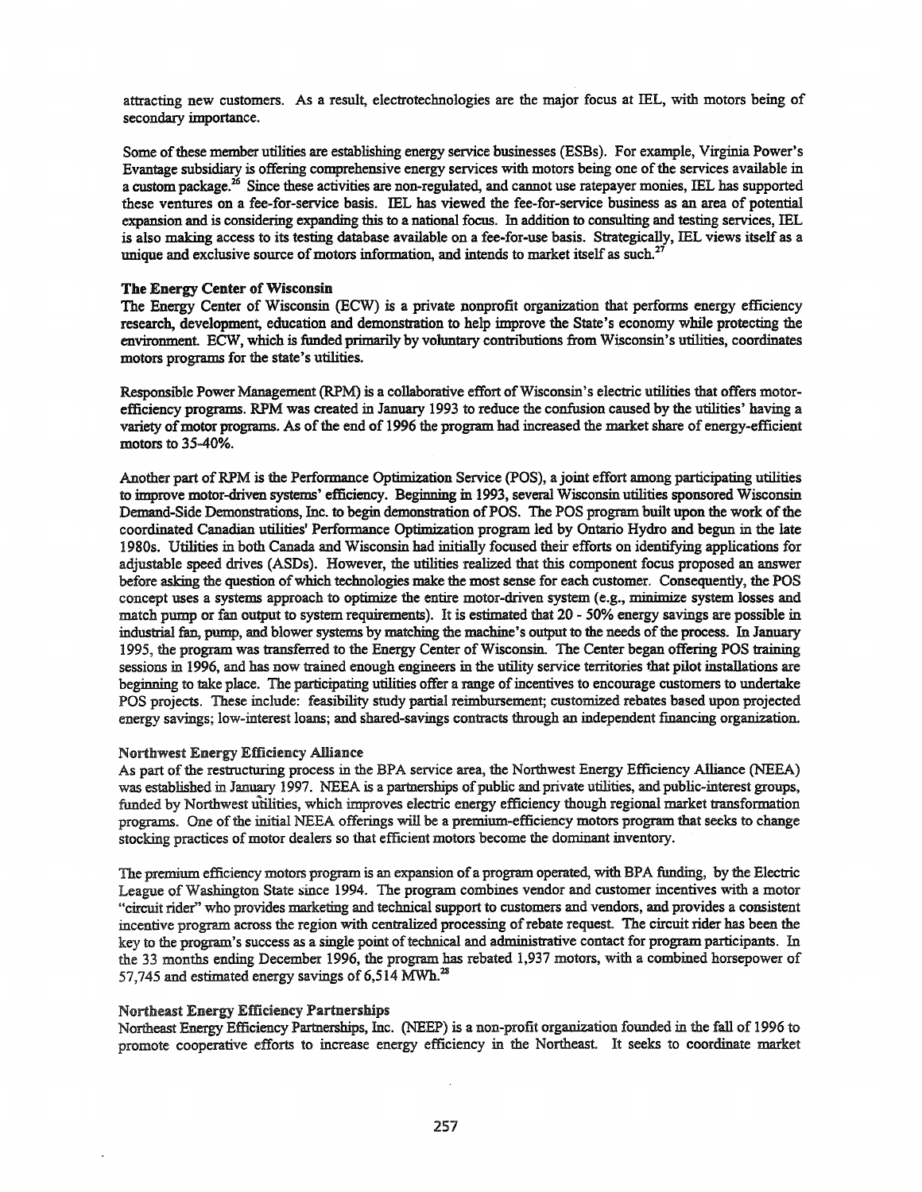attracting new customers. As a result, electrotechnologies are the major focus at IEL, with motors being of secondary importance.

Some of these member utilities are establishing energy service businesses (ESBs). For example, Virginia Power's Evantage subsidiary is offering comprehensive energy services with motors being one of the services available in a custom package.[26] Since these activities are non-regulated, and cannot use ratepayer monies, IEL has supported these ventures on a fee-for-service basis. IEL has viewed the fee-for-service business as an area of potential expansion and is considering expanding this to a national focus. In addition to consulting and testing services, IEL is also making access to its testing database available on a fee-for-use basis. Strategically, IEL views itself as a unique and exclusive source of motors information, and intends to market itself as such.[27]

**The Energy Center of Wisconsin**
The Energy Center of Wisconsin (ECW) is a private nonprofit organization that performs energy efficiency research, development, education and demonstration to help improve the State's economy while protecting the environment. ECW, which is funded primarily by voluntary contributions from Wisconsin's utilities, coordinates motors programs for the state's utilities.

Responsible Power Management (RPM) is a collaborative effort of Wisconsin's electric utilities that offers motor-efficiency programs. RPM was created in January 1993 to reduce the confusion caused by the utilities' having a variety of motor programs. As of the end of 1996 the program had increased the market share of energy-efficient motors to 35-40%.

Another part of RPM is the Performance Optimization Service (POS), a joint effort among participating utilities to improve motor-driven systems' efficiency. Beginning in 1993, several Wisconsin utilities sponsored Wisconsin Demand-Side Demonstrations, Inc. to begin demonstration of POS. The POS program built upon the work of the coordinated Canadian utilities' Performance Optimization program led by Ontario Hydro and begun in the late 1980s. Utilities in both Canada and Wisconsin had initially focused their efforts on identifying applications for adjustable speed drives (ASDs). However, the utilities realized that this component focus proposed an answer before asking the question of which technologies make the most sense for each customer. Consequently, the POS concept uses a systems approach to optimize the entire motor-driven system (e.g., minimize system losses and match pump or fan output to system requirements). It is estimated that 20 - 50% energy savings are possible in industrial fan, pump, and blower systems by matching the machine's output to the needs of the process. In January 1995, the program was transferred to the Energy Center of Wisconsin. The Center began offering POS training sessions in 1996, and has now trained enough engineers in the utility service territories that pilot installations are beginning to take place. The participating utilities offer a range of incentives to encourage customers to undertake POS projects. These include: feasibility study partial reimbursement; customized rebates based upon projected energy savings; low-interest loans; and shared-savings contracts through an independent financing organization.

**Northwest Energy Efficiency Alliance**
As part of the restructuring process in the BPA service area, the Northwest Energy Efficiency Alliance (NEEA) was established in January 1997. NEEA is a partnerships of public and private utilities, and public-interest groups, funded by Northwest utilities, which improves electric energy efficiency though regional market transformation programs. One of the initial NEEA offerings will be a premium-efficiency motors program that seeks to change stocking practices of motor dealers so that efficient motors become the dominant inventory.

The premium efficiency motors program is an expansion of a program operated, with BPA funding, by the Electric League of Washington State since 1994. The program combines vendor and customer incentives with a motor "circuit rider" who provides marketing and technical support to customers and vendors, and provides a consistent incentive program across the region with centralized processing of rebate request. The circuit rider has been the key to the program's success as a single point of technical and administrative contact for program participants. In the 33 months ending December 1996, the program has rebated 1,937 motors, with a combined horsepower of 57,745 and estimated energy savings of 6,514 MWh.[28]

**Northeast Energy Efficiency Partnerships**
Northeast Energy Efficiency Partnerships, Inc. (NEEP) is a non-profit organization founded in the fall of 1996 to promote cooperative efforts to increase energy efficiency in the Northeast. It seeks to coordinate market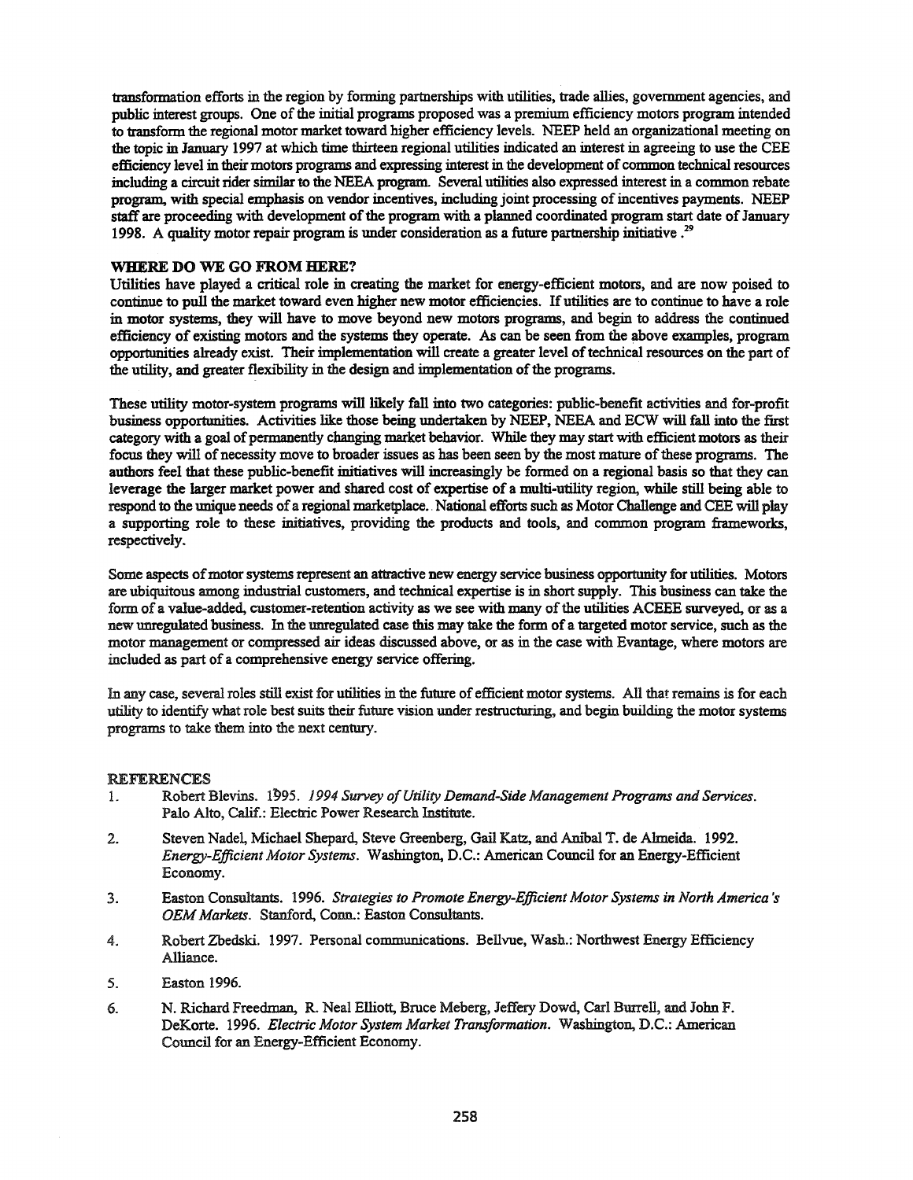transformation efforts in the region by forming partnerships with utilities, trade allies, government agencies, and public interest groups. One of the initial programs proposed was a premium efficiency motors program intended to transform the regional motor market toward higher efficiency levels. NEEP held an organizational meeting on the topic in January 1997 at which time thirteen regional utilities indicated an interest in agreeing to use the CEE efficiency level in their motors programs and expressing interest in the development of common technical resources including a circuit rider similar to the NEEA program. Several utilities also expressed interest in a common rebate program, with special emphasis on vendor incentives, including joint processing of incentives payments. NEEP staff are proceeding with development of the program with a planned coordinated program start date of January 1998. A quality motor repair program is under consideration as a future partnership initiative.[29]

## WHERE DO WE GO FROM HERE?

Utilities have played a critical role in creating the market for energy-efficient motors, and are now poised to continue to pull the market toward even higher new motor efficiencies. If utilities are to continue to have a role in motor systems, they will have to move beyond new motors programs, and begin to address the continued efficiency of existing motors and the systems they operate. As can be seen from the above examples, program opportunities already exist. Their implementation will create a greater level of technical resources on the part of the utility, and greater flexibility in the design and implementation of the programs.

These utility motor-system programs will likely fall into two categories: public-benefit activities and for-profit business opportunities. Activities like those being undertaken by NEEP, NEEA and ECW will fall into the first category with a goal of permanently changing market behavior. While they may start with efficient motors as their focus they will of necessity move to broader issues as has been seen by the most mature of these programs. The authors feel that these public-benefit initiatives will increasingly be formed on a regional basis so that they can leverage the larger market power and shared cost of expertise of a multi-utility region, while still being able to respond to the unique needs of a regional marketplace. National efforts such as Motor Challenge and CEE will play a supporting role to these initiatives, providing the products and tools, and common program frameworks, respectively.

Some aspects of motor systems represent an attractive new energy service business opportunity for utilities. Motors are ubiquitous among industrial customers, and technical expertise is in short supply. This business can take the form of a value-added, customer-retention activity as we see with many of the utilities ACEEE surveyed, or as a new unregulated business. In the unregulated case this may take the form of a targeted motor service, such as the motor management or compressed air ideas discussed above, or as in the case with Evantage, where motors are included as part of a comprehensive energy service offering.

In any case, several roles still exist for utilities in the future of efficient motor systems. All that remains is for each utility to identify what role best suits their future vision under restructuring, and begin building the motor systems programs to take them into the next century.

## REFERENCES

1. Robert Blevins. 1995. *1994 Survey of Utility Demand-Side Management Programs and Services*. Palo Alto, Calif.: Electric Power Research Institute.
2. Steven Nadel, Michael Shepard, Steve Greenberg, Gail Katz, and Anibal T. de Almeida. 1992. *Energy-Efficient Motor Systems*. Washington, D.C.: American Council for an Energy-Efficient Economy.
3. Easton Consultants. 1996. *Strategies to Promote Energy-Efficient Motor Systems in North America's OEM Markets*. Stanford, Conn.: Easton Consultants.
4. Robert Zbedski. 1997. Personal communications. Bellvue, Wash.: Northwest Energy Efficiency Alliance.
5. Easton 1996.
6. N. Richard Freedman, R. Neal Elliott, Bruce Meberg, Jeffery Dowd, Carl Burrell, and John F. DeKorte. 1996. *Electric Motor System Market Transformation*. Washington, D.C.: American Council for an Energy-Efficient Economy.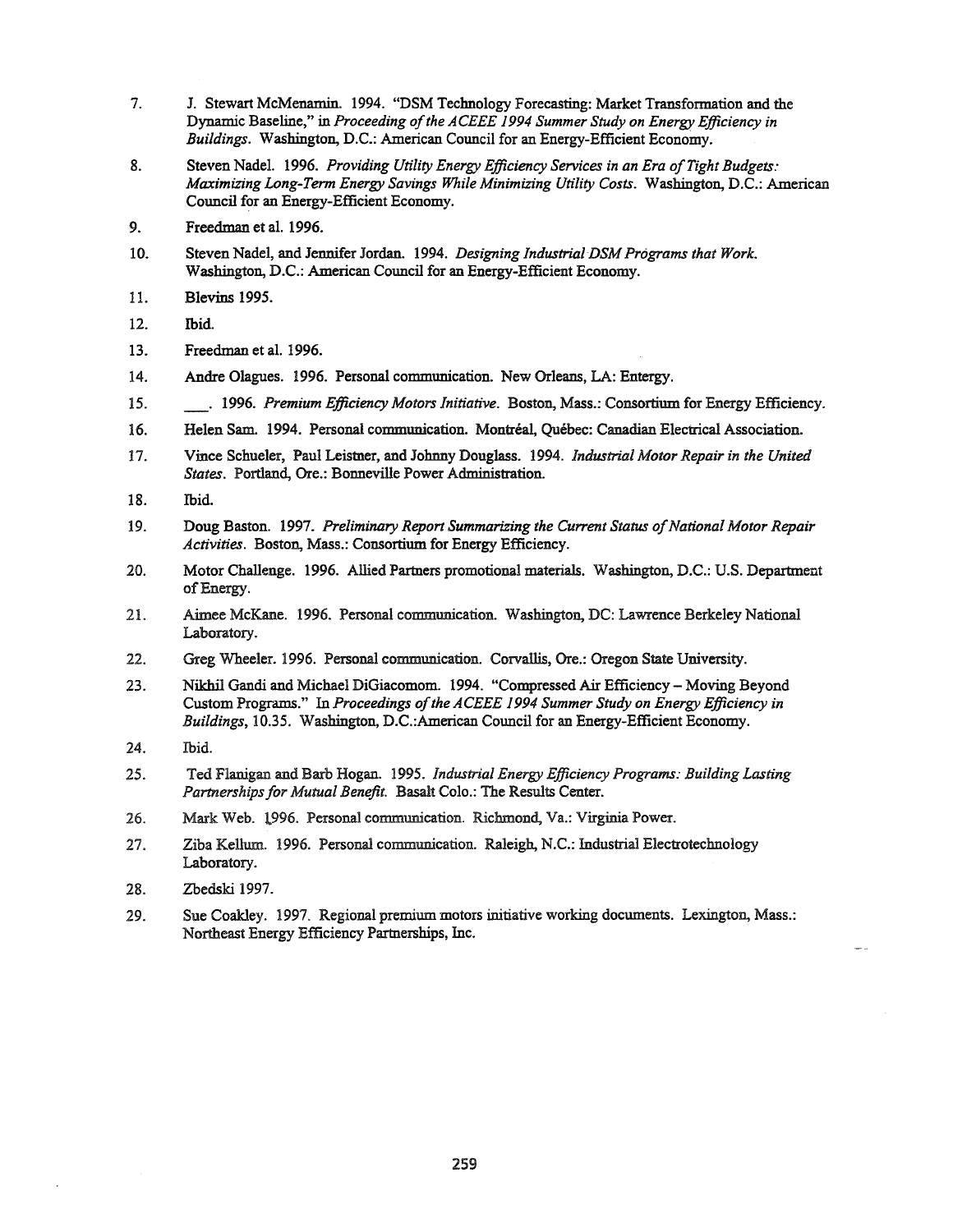7. J. Stewart McMenamin. 1994. "DSM Technology Forecasting: Market Transformation and the Dynamic Baseline," in *Proceeding of the ACEEE 1994 Summer Study on Energy Efficiency in Buildings*. Washington, D.C.: American Council for an Energy-Efficient Economy.

8. Steven Nadel. 1996. *Providing Utility Energy Efficiency Services in an Era of Tight Budgets: Maximizing Long-Term Energy Savings While Minimizing Utility Costs*. Washington, D.C.: American Council for an Energy-Efficient Economy.

9. Freedman et al. 1996.

10. Steven Nadel, and Jennifer Jordan. 1994. *Designing Industrial DSM Programs that Work*. Washington, D.C.: American Council for an Energy-Efficient Economy.

11. Blevins 1995.

12. Ibid.

13. Freedman et al. 1996.

14. Andre Olagues. 1996. Personal communication. New Orleans, LA: Entergy.

15. ___. 1996. *Premium Efficiency Motors Initiative*. Boston, Mass.: Consortium for Energy Efficiency.

16. Helen Sam. 1994. Personal communication. Montréal, Québec: Canadian Electrical Association.

17. Vince Schueler, Paul Leistner, and Johnny Douglass. 1994. *Industrial Motor Repair in the United States*. Portland, Ore.: Bonneville Power Administration.

18. Ibid.

19. Doug Baston. 1997. *Preliminary Report Summarizing the Current Status of National Motor Repair Activities*. Boston, Mass.: Consortium for Energy Efficiency.

20. Motor Challenge. 1996. Allied Partners promotional materials. Washington, D.C.: U.S. Department of Energy.

21. Aimee McKane. 1996. Personal communication. Washington, DC: Lawrence Berkeley National Laboratory.

22. Greg Wheeler. 1996. Personal communication. Corvallis, Ore.: Oregon State University.

23. Nikhil Gandi and Michael DiGiacomom. 1994. "Compressed Air Efficiency – Moving Beyond Custom Programs." In *Proceedings of the ACEEE 1994 Summer Study on Energy Efficiency in Buildings*, 10.35. Washington, D.C.:American Council for an Energy-Efficient Economy.

24. Ibid.

25. Ted Flanigan and Barb Hogan. 1995. *Industrial Energy Efficiency Programs: Building Lasting Partnerships for Mutual Benefit.* Basalt Colo.: The Results Center.

26. Mark Web. 1996. Personal communication. Richmond, Va.: Virginia Power.

27. Ziba Kellum. 1996. Personal communication. Raleigh, N.C.: Industrial Electrotechnology Laboratory.

28. Zbedski 1997.

29. Sue Coakley. 1997. Regional premium motors initiative working documents. Lexington, Mass.: Northeast Energy Efficiency Partnerships, Inc.